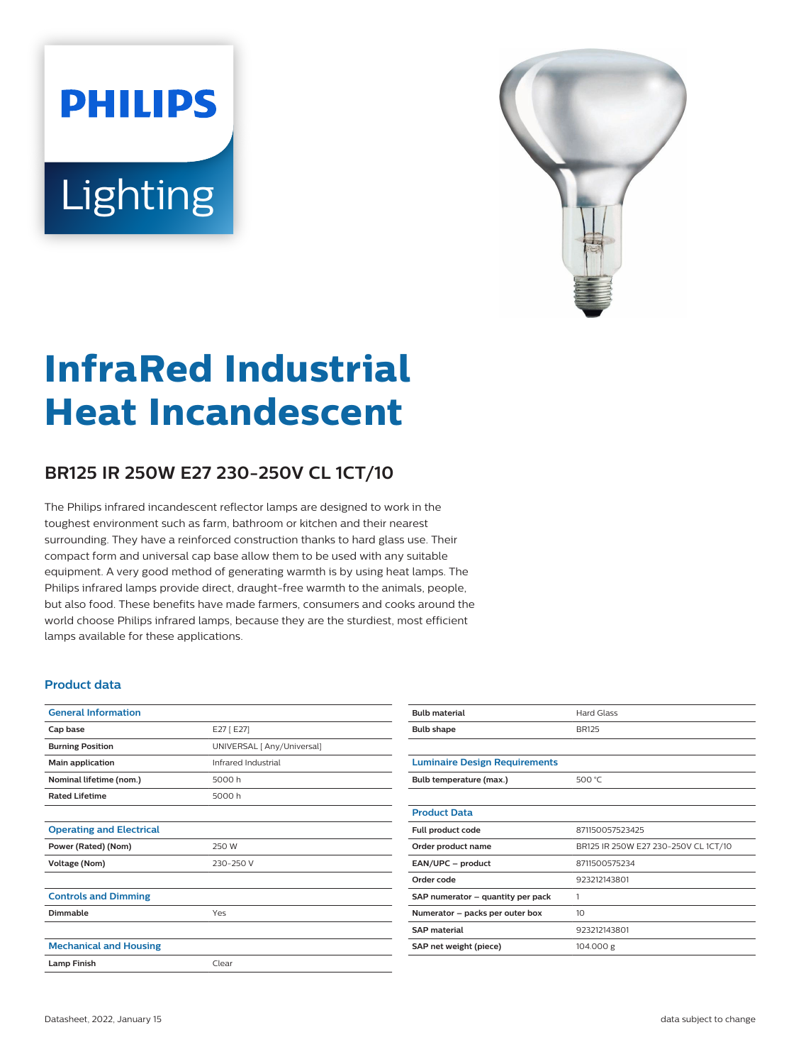PHILIPS

Lighting

# InfraRed Industrial Heat Incandescent

## BR125 IR 250W E27 230-250V CL 1CT/10

The Philips infrared incandescent reflector lamps are designed to work in the toughest environment such as farm, bathroom or kitchen and their nearest surrounding. They have a reinforced construction thanks to hard glass use. Their compact form and universal cap base allow them to be used with any suitable equipment. A very good method of generating warmth is by using heat lamps. The Philips infrared lamps provide direct, draught-free warmth to the animals, people, but also food. These benefits have made farmers, consumers and cooks around the world choose Philips infrared lamps, because they are the sturdiest, most efficient lamps available for these applications.

### Product data

| General Information | |
|---|---|
| Cap base | E27 [ E27] |
| Burning Position | UNIVERSAL [ Any/Universal] |
| Main application | Infrared Industrial |
| Nominal lifetime (nom.) | 5000 h |
| Rated Lifetime | 5000 h |

| Operating and Electrical | |
|---|---|
| Power (Rated) (Nom) | 250 W |
| Voltage (Nom) | 230-250 V |

| Controls and Dimming | |
|---|---|
| Dimmable | Yes |

| Mechanical and Housing | |
|---|---|
| Lamp Finish | Clear |
| Bulb material | Hard Glass |
| Bulb shape | BR125 |

| Luminaire Design Requirements | |
|---|---|
| Bulb temperature (max.) | 500 °C |

| Product Data | |
|---|---|
| Full product code | 871150057523425 |
| Order product name | BR125 IR 250W E27 230-250V CL 1CT/10 |
| EAN/UPC – product | 8711500575234 |
| Order code | 923212143801 |
| SAP numerator – quantity per pack | 1 |
| Numerator – packs per outer box | 10 |
| SAP material | 923212143801 |
| SAP net weight (piece) | 104.000 g |

Datasheet, 2022, January 15

data subject to change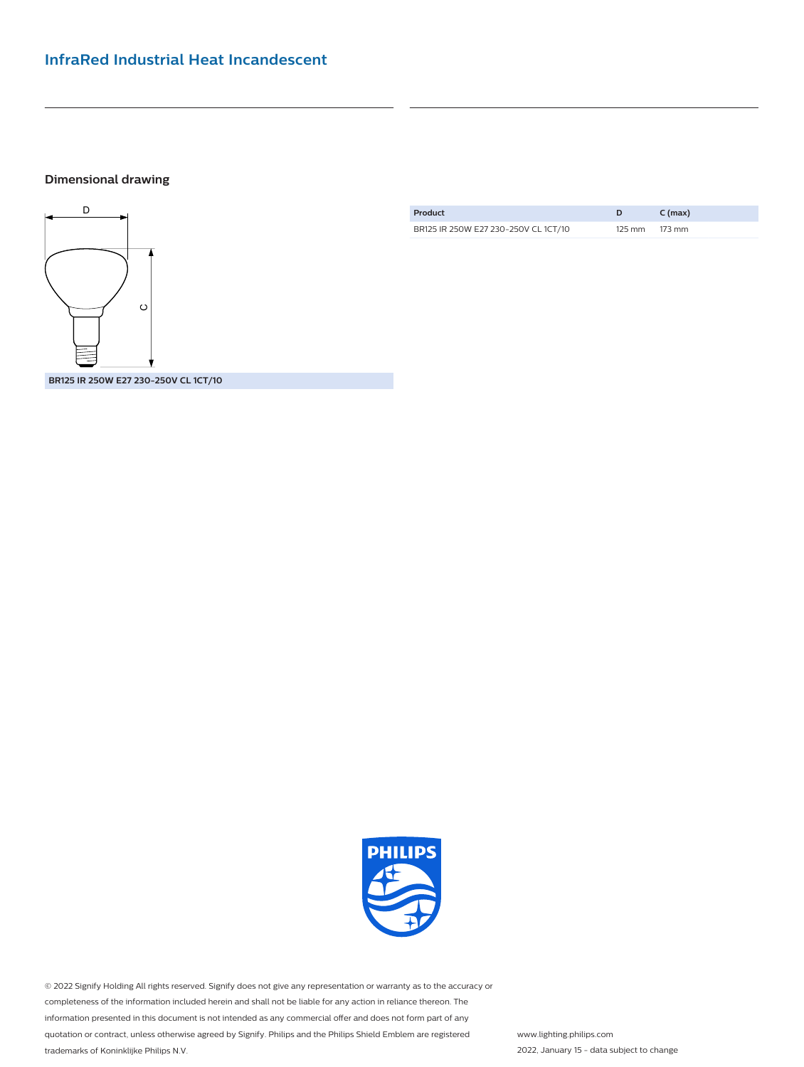# InfraRed Industrial Heat Incandescent

## Dimensional drawing

D

C

**BR125 IR 250W E27 230-250V CL 1CT/10**

| Product | D | C (max) |
|---|---|---|
| BR125 IR 250W E27 230-250V CL 1CT/10 | 125 mm | 173 mm |

© 2022 Signify Holding All rights reserved. Signify does not give any representation or warranty as to the accuracy or completeness of the information included herein and shall not be liable for any action in reliance thereon. The information presented in this document is not intended as any commercial offer and does not form part of any quotation or contract, unless otherwise agreed by Signify. Philips and the Philips Shield Emblem are registered trademarks of Koninklijke Philips N.V.

www.lighting.philips.com

2022, January 15 - data subject to change